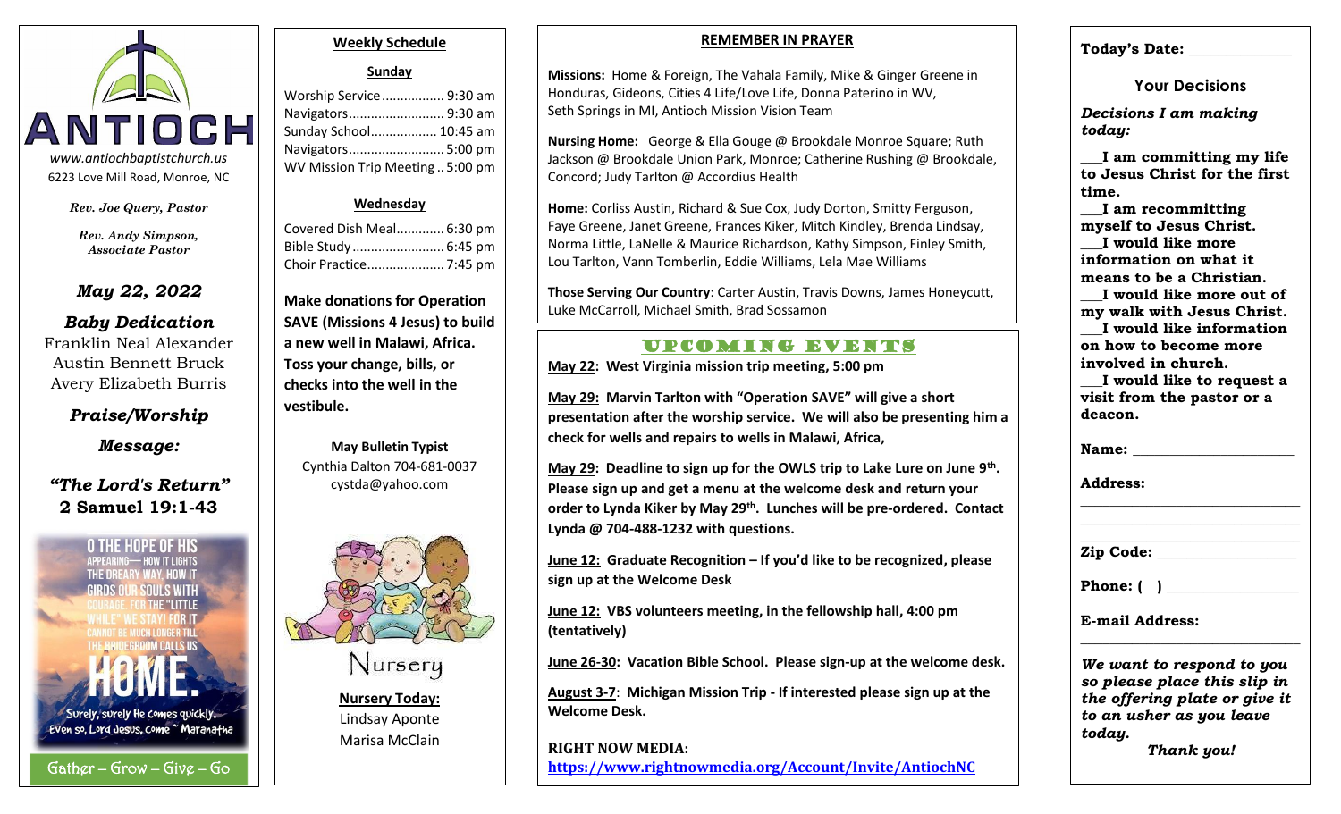# ANTIOCH

www.antiochbaptistchurch.us
6223 Love Mill Road, Monroe, NC

*Rev. Joe Query, Pastor*

*Rev. Andy Simpson, Associate Pastor*

## *May 22, 2022*

### *Baby Dedication*

Franklin Neal Alexander
Austin Bennett Bruck
Avery Elizabeth Burris

### *Praise/Worship*

### *Message:*

### *"The Lord's Return"*
### 2 Samuel 19:1-43

O THE HOPE OF HIS APPEARING— HOW IT LIGHTS THE DREARY WAY, HOW IT GIRDS OUR SOULS WITH COURAGE, FOR THE "LITTLE WHILE" WE STAY! FOR IT CANNOT BE MUCH LONGER TILL THE BRIDEGROOM CALLS US HOME.

Surely, surely He comes quickly. Even so, Lord Jesus, come ~ Maranatha

Gather – Grow – Give – Go

## Weekly Schedule

### Sunday

Worship Service ................ 9:30 am
Navigators .......................... 9:30 am
Sunday School .................. 10:45 am
Navigators .......................... 5:00 pm
WV Mission Trip Meeting .. 5:00 pm

### Wednesday

Covered Dish Meal ............. 6:30 pm
Bible Study ......................... 6:45 pm
Choir Practice ..................... 7:45 pm

**Make donations for Operation SAVE (Missions 4 Jesus) to build a new well in Malawi, Africa. Toss your change, bills, or checks into the well in the vestibule.**

**May Bulletin Typist**
Cynthia Dalton 704-681-0037
cystda@yahoo.com

Nursery

**Nursery Today:**
Lindsay Aponte
Marisa McClain

## REMEMBER IN PRAYER

**Missions:** Home & Foreign, The Vahala Family, Mike & Ginger Greene in Honduras, Gideons, Cities 4 Life/Love Life, Donna Paterino in WV, Seth Springs in MI, Antioch Mission Vision Team

**Nursing Home:** George & Ella Gouge @ Brookdale Monroe Square; Ruth Jackson @ Brookdale Union Park, Monroe; Catherine Rushing @ Brookdale, Concord; Judy Tarlton @ Accordius Health

**Home:** Corliss Austin, Richard & Sue Cox, Judy Dorton, Smitty Ferguson, Faye Greene, Janet Greene, Frances Kiker, Mitch Kindley, Brenda Lindsay, Norma Little, LaNelle & Maurice Richardson, Kathy Simpson, Finley Smith, Lou Tarlton, Vann Tomberlin, Eddie Williams, Lela Mae Williams

**Those Serving Our Country**: Carter Austin, Travis Downs, James Honeycutt, Luke McCarroll, Michael Smith, Brad Sossamon

## UPCOMING EVENTS

**May 22: West Virginia mission trip meeting, 5:00 pm**

**May 29: Marvin Tarlton with "Operation SAVE" will give a short presentation after the worship service. We will also be presenting him a check for wells and repairs to wells in Malawi, Africa,**

**May 29: Deadline to sign up for the OWLS trip to Lake Lure on June 9th. Please sign up and get a menu at the welcome desk and return your order to Lynda Kiker by May 29th. Lunches will be pre-ordered. Contact Lynda @ 704-488-1232 with questions.**

**June 12: Graduate Recognition – If you'd like to be recognized, please sign up at the Welcome Desk**

**June 12: VBS volunteers meeting, in the fellowship hall, 4:00 pm (tentatively)**

**June 26-30: Vacation Bible School. Please sign-up at the welcome desk.**

**August 3-7: Michigan Mission Trip - If interested please sign up at the Welcome Desk.**

**RIGHT NOW MEDIA:**
**https://www.rightnowmedia.org/Account/Invite/AntiochNC**

**Today's Date: ______________**

## Your Decisions

***Decisions I am making today:***

**___I am committing my life to Jesus Christ for the first time.**
**___I am recommitting myself to Jesus Christ.**
**___I would like more information on what it means to be a Christian.**
**___I would like more out of my walk with Jesus Christ.**
**___I would like information on how to become more involved in church.**
**___I would like to request a visit from the pastor or a deacon.**

**Name: ______________________**

**Address:**
______________________________
______________________________
______________________________

**Zip Code: __________________**

**Phone: ( ) __________________**

**E-mail Address:**
______________________________

***We want to respond to you so please place this slip in the offering plate or give it to an usher as you leave today.***

***Thank you!***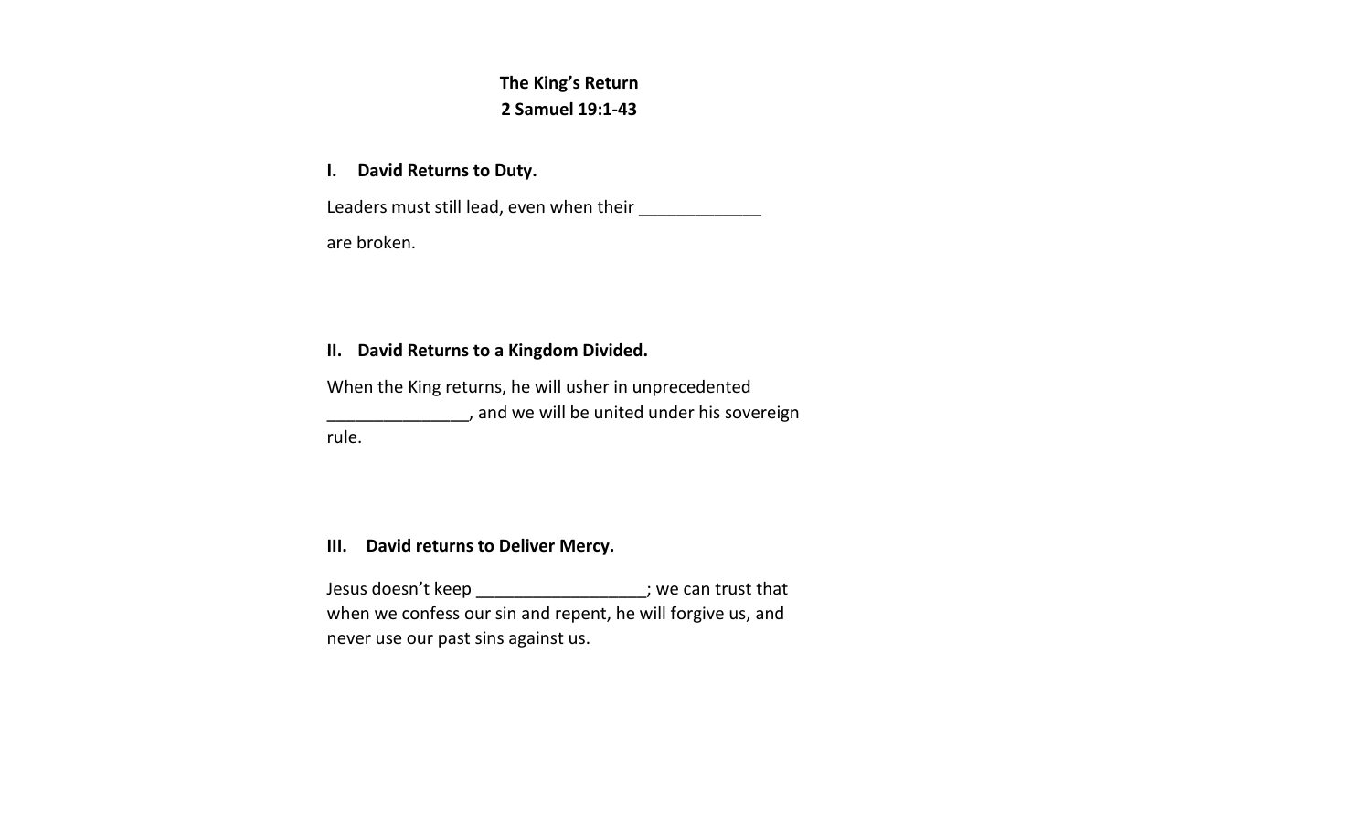**The King's Return**
**2 Samuel 19:1-43**

## I. David Returns to Duty.

Leaders must still lead, even when their _____________ are broken.

## II. David Returns to a Kingdom Divided.

When the King returns, he will usher in unprecedented _______________, and we will be united under his sovereign rule.

## III. David returns to Deliver Mercy.

Jesus doesn't keep __________________; we can trust that when we confess our sin and repent, he will forgive us, and never use our past sins against us.